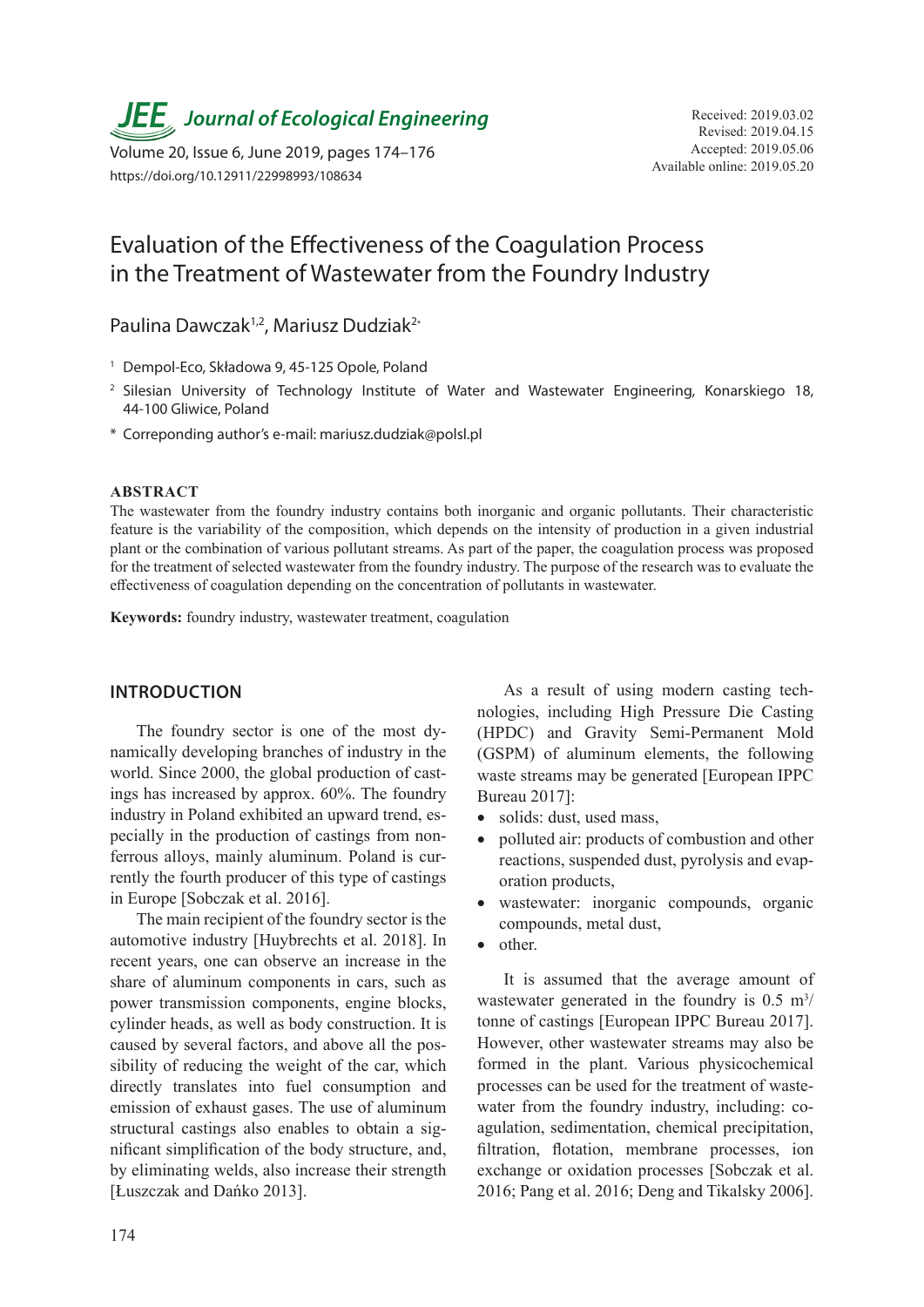# Evaluation of the Effectiveness of the Coagulation Process in the Treatment of Wastewater from the Foundry Industry

Paulina Dawczak[1,2], Mariusz Dudziak[2*]

[1] Dempol-Eco, Składowa 9, 45-125 Opole, Poland

[2] Silesian University of Technology Institute of Water and Wastewater Engineering, Konarskiego 18, 44-100 Gliwice, Poland

* Correponding author's e-mail: mariusz.dudziak@polsl.pl

Received: 2019.03.02
Revised: 2019.04.15
Accepted: 2019.05.06
Available online: 2019.05.20

## ABSTRACT

The wastewater from the foundry industry contains both inorganic and organic pollutants. Their characteristic feature is the variability of the composition, which depends on the intensity of production in a given industrial plant or the combination of various pollutant streams. As part of the paper, the coagulation process was proposed for the treatment of selected wastewater from the foundry industry. The purpose of the research was to evaluate the effectiveness of coagulation depending on the concentration of pollutants in wastewater.

**Keywords:** foundry industry, wastewater treatment, coagulation

## INTRODUCTION

The foundry sector is one of the most dynamically developing branches of industry in the world. Since 2000, the global production of castings has increased by approx. 60%. The foundry industry in Poland exhibited an upward trend, especially in the production of castings from non-ferrous alloys, mainly aluminum. Poland is currently the fourth producer of this type of castings in Europe [Sobczak et al. 2016].

The main recipient of the foundry sector is the automotive industry [Huybrechts et al. 2018]. In recent years, one can observe an increase in the share of aluminum components in cars, such as power transmission components, engine blocks, cylinder heads, as well as body construction. It is caused by several factors, and above all the possibility of reducing the weight of the car, which directly translates into fuel consumption and emission of exhaust gases. The use of aluminum structural castings also enables to obtain a significant simplification of the body structure, and, by eliminating welds, also increase their strength [Łuszczak and Dańko 2013].

As a result of using modern casting technologies, including High Pressure Die Casting (HPDC) and Gravity Semi-Permanent Mold (GSPM) of aluminum elements, the following waste streams may be generated [European IPPC Bureau 2017]:

- solids: dust, used mass,
- polluted air: products of combustion and other reactions, suspended dust, pyrolysis and evaporation products,
- wastewater: inorganic compounds, organic compounds, metal dust,
- other.

It is assumed that the average amount of wastewater generated in the foundry is 0.5 $m^3$/tonne of castings [European IPPC Bureau 2017]. However, other wastewater streams may also be formed in the plant. Various physicochemical processes can be used for the treatment of wastewater from the foundry industry, including: coagulation, sedimentation, chemical precipitation, filtration, flotation, membrane processes, ion exchange or oxidation processes [Sobczak et al. 2016; Pang et al. 2016; Deng and Tikalsky 2006].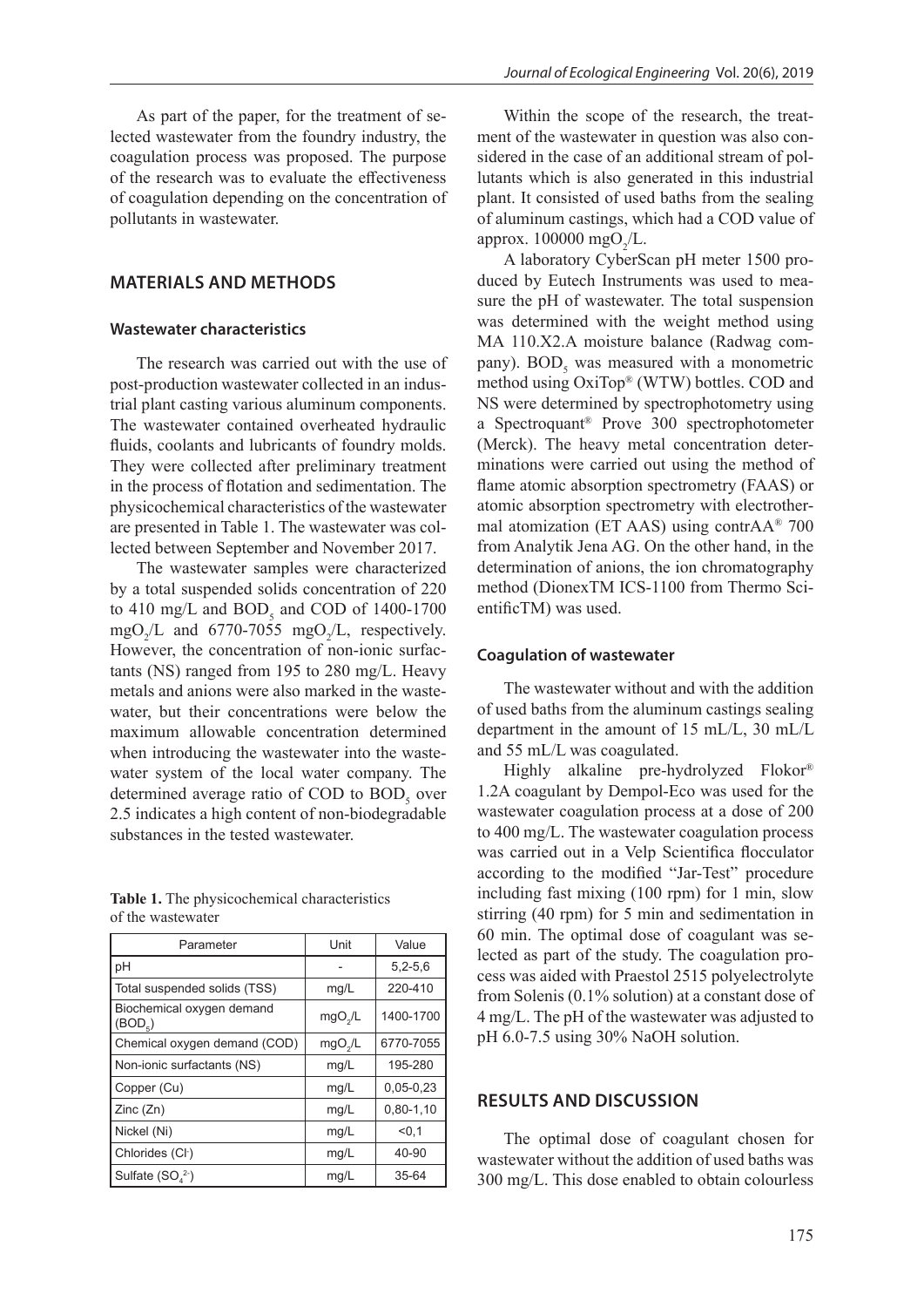As part of the paper, for the treatment of selected wastewater from the foundry industry, the coagulation process was proposed. The purpose of the research was to evaluate the effectiveness of coagulation depending on the concentration of pollutants in wastewater.

## MATERIALS AND METHODS

### Wastewater characteristics

The research was carried out with the use of post-production wastewater collected in an industrial plant casting various aluminum components. The wastewater contained overheated hydraulic fluids, coolants and lubricants of foundry molds. They were collected after preliminary treatment in the process of flotation and sedimentation. The physicochemical characteristics of the wastewater are presented in Table 1. The wastewater was collected between September and November 2017.

The wastewater samples were characterized by a total suspended solids concentration of 220 to 410 mg/L and $BOD_5$ and COD of 1400-1700 $mgO_2/L$ and 6770-7055 $mgO_2/L$, respectively. However, the concentration of non-ionic surfactants (NS) ranged from 195 to 280 mg/L. Heavy metals and anions were also marked in the wastewater, but their concentrations were below the maximum allowable concentration determined when introducing the wastewater into the wastewater system of the local water company. The determined average ratio of COD to $BOD_5$ over 2.5 indicates a high content of non-biodegradable substances in the tested wastewater.

**Table 1.** The physicochemical characteristics of the wastewater

| Parameter | Unit | Value |
|---|---|---|
| pH | - | 5,2-5,6 |
| Total suspended solids (TSS) | mg/L | 220-410 |
| Biochemical oxygen demand ($BOD_5$) | $mgO_2/L$ | 1400-1700 |
| Chemical oxygen demand (COD) | $mgO_2/L$ | 6770-7055 |
| Non-ionic surfactants (NS) | mg/L | 195-280 |
| Copper (Cu) | mg/L | 0,05-0,23 |
| Zinc (Zn) | mg/L | 0,80-1,10 |
| Nickel (Ni) | mg/L | <0,1 |
| Chlorides ($Cl^-$) | mg/L | 40-90 |
| Sulfate ($SO_4^{2-}$) | mg/L | 35-64 |

Within the scope of the research, the treatment of the wastewater in question was also considered in the case of an additional stream of pollutants which is also generated in this industrial plant. It consisted of used baths from the sealing of aluminum castings, which had a COD value of approx. 100000 $mgO_2/L$.

A laboratory CyberScan pH meter 1500 produced by Eutech Instruments was used to measure the pH of wastewater. The total suspension was determined with the weight method using MA 110.X2.A moisture balance (Radwag company). $BOD_5$ was measured with a monometric method using OxiTop® (WTW) bottles. COD and NS were determined by spectrophotometry using a Spectroquant® Prove 300 spectrophotometer (Merck). The heavy metal concentration determinations were carried out using the method of flame atomic absorption spectrometry (FAAS) or atomic absorption spectrometry with electrothermal atomization (ET AAS) using contrAA® 700 from Analytik Jena AG. On the other hand, in the determination of anions, the ion chromatography method (DionexTM ICS-1100 from Thermo ScientificTM) was used.

### Coagulation of wastewater

The wastewater without and with the addition of used baths from the aluminum castings sealing department in the amount of 15 mL/L, 30 mL/L and 55 mL/L was coagulated.

Highly alkaline pre-hydrolyzed Flokor® 1.2A coagulant by Dempol-Eco was used for the wastewater coagulation process at a dose of 200 to 400 mg/L. The wastewater coagulation process was carried out in a Velp Scientifica flocculator according to the modified "Jar-Test" procedure including fast mixing (100 rpm) for 1 min, slow stirring (40 rpm) for 5 min and sedimentation in 60 min. The optimal dose of coagulant was selected as part of the study. The coagulation process was aided with Praestol 2515 polyelectrolyte from Solenis (0.1% solution) at a constant dose of 4 mg/L. The pH of the wastewater was adjusted to pH 6.0-7.5 using 30% NaOH solution.

## RESULTS AND DISCUSSION

The optimal dose of coagulant chosen for wastewater without the addition of used baths was 300 mg/L. This dose enabled to obtain colourless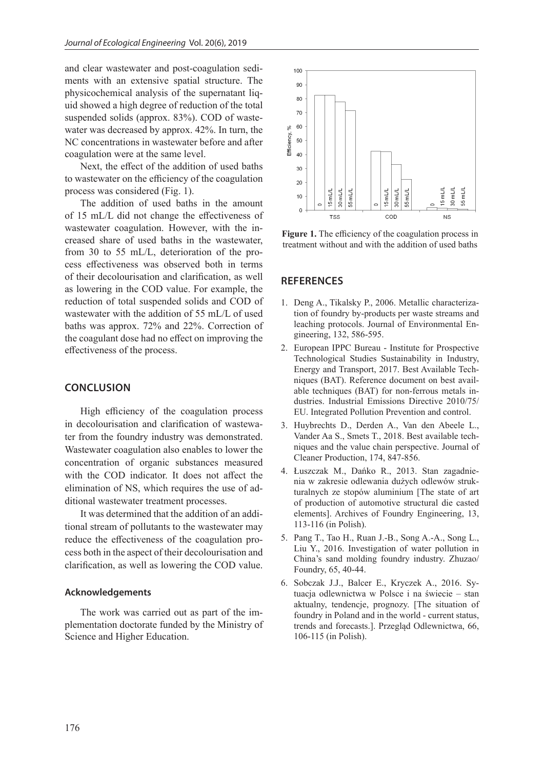and clear wastewater and post-coagulation sediments with an extensive spatial structure. The physicochemical analysis of the supernatant liquid showed a high degree of reduction of the total suspended solids (approx. 83%). COD of wastewater was decreased by approx. 42%. In turn, the NC concentrations in wastewater before and after coagulation were at the same level.

Next, the effect of the addition of used baths to wastewater on the efficiency of the coagulation process was considered (Fig. 1).

The addition of used baths in the amount of 15 mL/L did not change the effectiveness of wastewater coagulation. However, with the increased share of used baths in the wastewater, from 30 to 55 mL/L, deterioration of the process effectiveness was observed both in terms of their decolourisation and clarification, as well as lowering in the COD value. For example, the reduction of total suspended solids and COD of wastewater with the addition of 55 mL/L of used baths was approx. 72% and 22%. Correction of the coagulant dose had no effect on improving the effectiveness of the process.

## CONCLUSION

High efficiency of the coagulation process in decolourisation and clarification of wastewater from the foundry industry was demonstrated. Wastewater coagulation also enables to lower the concentration of organic substances measured with the COD indicator. It does not affect the elimination of NS, which requires the use of additional wastewater treatment processes.

It was determined that the addition of an additional stream of pollutants to the wastewater may reduce the effectiveness of the coagulation process both in the aspect of their decolourisation and clarification, as well as lowering the COD value.

### Acknowledgements

The work was carried out as part of the implementation doctorate funded by the Ministry of Science and Higher Education.

Efficiency, %
100
90
80
70
60
50
40
30
20
10
0
0 15 mL/L 30 mL/L 55 mL/L
TSS
0 15 mL/L 30 mL/L 55 mL/L
COD
0 15 mL/L 30 mL/L 55 mL/L
NS

**Figure 1.** The efficiency of the coagulation process in treatment without and with the addition of used baths

## REFERENCES

1. Deng A., Tikalsky P., 2006. Metallic characterization of foundry by-products per waste streams and leaching protocols. Journal of Environmental Engineering, 132, 586-595.
2. European IPPC Bureau - Institute for Prospective Technological Studies Sustainability in Industry, Energy and Transport, 2017. Best Available Techniques (BAT). Reference document on best available techniques (BAT) for non-ferrous metals industries. Industrial Emissions Directive 2010/75/EU. Integrated Pollution Prevention and control.
3. Huybrechts D., Derden A., Van den Abeele L., Vander Aa S., Smets T., 2018. Best available techniques and the value chain perspective. Journal of Cleaner Production, 174, 847-856.
4. Łuszczak M., Dańko R., 2013. Stan zagadnienia w zakresie odlewania dużych odlewów strukturalnych ze stopów aluminium [The state of art of production of automotive structural die casted elements]. Archives of Foundry Engineering, 13, 113-116 (in Polish).
5. Pang T., Tao H., Ruan J.-B., Song A.-A., Song L., Liu Y., 2016. Investigation of water pollution in China's sand molding foundry industry. Zhuzao/Foundry, 65, 40-44.
6. Sobczak J.J., Balcer E., Kryczek A., 2016. Sytuacja odlewnictwa w Polsce i na świecie – stan aktualny, tendencje, prognozy. [The situation of foundry in Poland and in the world - current status, trends and forecasts.]. Przegląd Odlewnictwa, 66, 106-115 (in Polish).